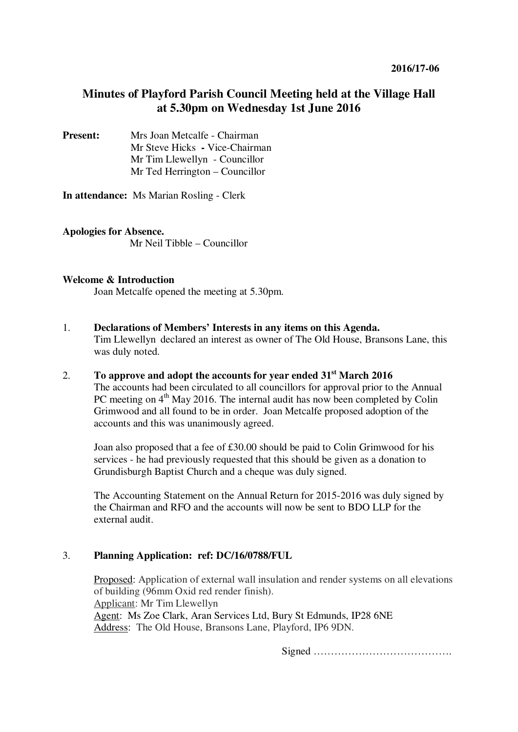2016/17-06

# Minutes of Playford Parish Council Meeting held at the Village Hall at 5.30pm on Wednesday 1st June 2016

**Present:** Mrs Joan Metcalfe - Chairman
Mr Steve Hicks **-** Vice-Chairman
Mr Tim Llewellyn - Councillor
Mr Ted Herrington – Councillor

**In attendance:** Ms Marian Rosling - Clerk

**Apologies for Absence.**
Mr Neil Tibble – Councillor

**Welcome & Introduction**
Joan Metcalfe opened the meeting at 5.30pm.

1. **Declarations of Members' Interests in any items on this Agenda.**
Tim Llewellyn declared an interest as owner of The Old House, Bransons Lane, this was duly noted.

2. **To approve and adopt the accounts for year ended 31st March 2016**
The accounts had been circulated to all councillors for approval prior to the Annual PC meeting on 4th May 2016. The internal audit has now been completed by Colin Grimwood and all found to be in order. Joan Metcalfe proposed adoption of the accounts and this was unanimously agreed.

   Joan also proposed that a fee of £30.00 should be paid to Colin Grimwood for his services - he had previously requested that this should be given as a donation to Grundisburgh Baptist Church and a cheque was duly signed.

   The Accounting Statement on the Annual Return for 2015-2016 was duly signed by the Chairman and RFO and the accounts will now be sent to BDO LLP for the external audit.

3. **Planning Application: ref: DC/16/0788/FUL**

   Proposed: Application of external wall insulation and render systems on all elevations of building (96mm Oxid red render finish).
   Applicant: Mr Tim Llewellyn
   Agent: Ms Zoe Clark, Aran Services Ltd, Bury St Edmunds, IP28 6NE
   Address: The Old House, Bransons Lane, Playford, IP6 9DN.

Signed ………………………………….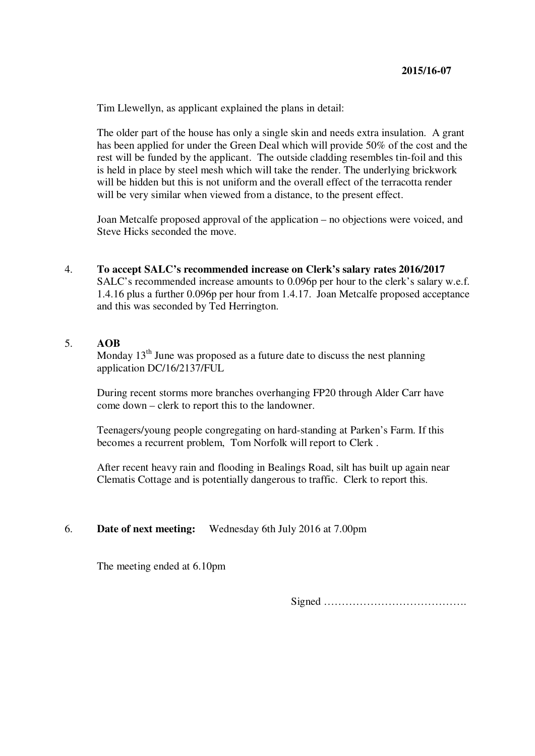2015/16-07

Tim Llewellyn, as applicant explained the plans in detail:

The older part of the house has only a single skin and needs extra insulation. A grant has been applied for under the Green Deal which will provide 50% of the cost and the rest will be funded by the applicant. The outside cladding resembles tin-foil and this is held in place by steel mesh which will take the render. The underlying brickwork will be hidden but this is not uniform and the overall effect of the terracotta render will be very similar when viewed from a distance, to the present effect.

Joan Metcalfe proposed approval of the application – no objections were voiced, and Steve Hicks seconded the move.

4. **To accept SALC's recommended increase on Clerk's salary rates 2016/2017**
   SALC's recommended increase amounts to 0.096p per hour to the clerk's salary w.e.f. 1.4.16 plus a further 0.096p per hour from 1.4.17. Joan Metcalfe proposed acceptance and this was seconded by Ted Herrington.

5. **AOB**
   Monday 13th June was proposed as a future date to discuss the nest planning application DC/16/2137/FUL

   During recent storms more branches overhanging FP20 through Alder Carr have come down – clerk to report this to the landowner.

   Teenagers/young people congregating on hard-standing at Parken's Farm. If this becomes a recurrent problem, Tom Norfolk will report to Clerk .

   After recent heavy rain and flooding in Bealings Road, silt has built up again near Clematis Cottage and is potentially dangerous to traffic. Clerk to report this.

6. **Date of next meeting:** Wednesday 6th July 2016 at 7.00pm

The meeting ended at 6.10pm

Signed ………………………………….